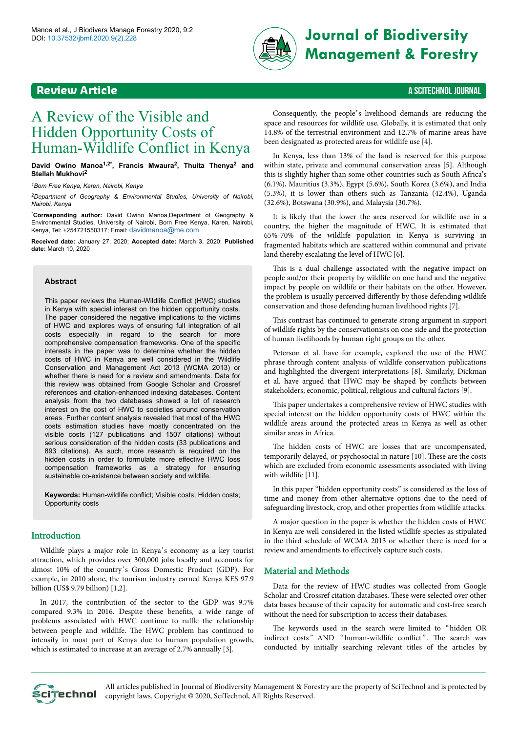# A Review of the Visible and Hidden Opportunity Costs of Human-Wildlife Conflict in Kenya

**David Owino Manoa[1,2*], Francis Mwaura[2], Thuita Thenya[2] and Stellah Mukhovi[2]**

*[1]Born Free Kenya, Karen, Nairobi, Kenya*

*[2]Department of Geography & Environmental Studies, University of Nairobi, Nairobi, Kenya*

**[*]Corresponding author:** David Owino Manoa,Department of Geography & Environmental Studies, University of Nairobi, Born Free Kenya, Karen, Nairobi, Kenya, Tel: +254721550317; Email: davidmanoa@me.com

**Received date:** January 27, 2020; **Accepted date:** March 3, 2020; **Published date:** March 10, 2020

## Abstract

This paper reviews the Human-Wildlife Conflict (HWC) studies in Kenya with special interest on the hidden opportunity costs. The paper considered the negative implications to the victims of HWC and explores ways of ensuring full integration of all costs especially in regard to the search for more comprehensive compensation frameworks. One of the specific interests in the paper was to determine whether the hidden costs of HWC in Kenya are well considered in the Wildlife Conservation and Management Act 2013 (WCMA 2013) or whether there is need for a review and amendments. Data for this review was obtained from Google Scholar and Crossref references and citation-enhanced indexing databases. Content analysis from the two databases showed a lot of research interest on the cost of HWC to societies around conservation areas. Further content analysis revealed that most of the HWC costs estimation studies have mostly concentrated on the visible costs (127 publications and 1507 citations) without serious consideration of the hidden costs (33 publications and 893 citations). As such, more research is required on the hidden costs in order to formulate more effective HWC loss compensation frameworks as a strategy for ensuring sustainable co-existence between society and wildlife.

**Keywords:** Human-wildlife conflict; Visible costs; Hidden costs; Opportunity costs

## Introduction

Wildlife plays a major role in Kenya's economy as a key tourist attraction, which provides over 300,000 jobs locally and accounts for almost 10% of the country's Gross Domestic Product (GDP). For example, in 2010 alone, the tourism industry earned Kenya KES 97.9 billion (US$ 9.79 billion) [1,2].

In 2017, the contribution of the sector to the GDP was 9.7% compared 9.3% in 2016. Despite these benefits, a wide range of problems associated with HWC continue to ruffle the relationship between people and wildlife. The HWC problem has continued to intensify in most part of Kenya due to human population growth, which is estimated to increase at an average of 2.7% annually [3].

Consequently, the people's livelihood demands are reducing the space and resources for wildlife use. Globally, it is estimated that only 14.8% of the terrestrial environment and 12.7% of marine areas have been designated as protected areas for wildlife use [4].

In Kenya, less than 13% of the land is reserved for this purpose within state, private and communal conservation areas [5]. Although this is slightly higher than some other countries such as South Africa's (6.1%), Mauritius (3.3%), Egypt (5.6%), South Korea (3.6%), and India (5.3%), it is lower than others such as Tanzania (42.4%), Uganda (32.6%), Botswana (30.9%), and Malaysia (30.7%).

It is likely that the lower the area reserved for wildlife use in a country, the higher the magnitude of HWC. It is estimated that 65%-70% of the wildlife population in Kenya is surviving in fragmented habitats which are scattered within communal and private land thereby escalating the level of HWC [6].

This is a dual challenge associated with the negative impact on people and/or their property by wildlife on one hand and the negative impact by people on wildlife or their habitats on the other. However, the problem is usually perceived differently by those defending wildlife conservation and those defending human livelihood rights [7].

This contrast has continued to generate strong argument in support of wildlife rights by the conservationists on one side and the protection of human livelihoods by human right groups on the other.

Peterson et al. have for example, explored the use of the HWC phrase through content analysis of wildlife conservation publications and highlighted the divergent interpretations [8]. Similarly, Dickman et al. have argued that HWC may be shaped by conflicts between stakeholders; economic, political, religious and cultural factors [9].

This paper undertakes a comprehensive review of HWC studies with special interest on the hidden opportunity costs of HWC within the wildlife areas around the protected areas in Kenya as well as other similar areas in Africa.

The hidden costs of HWC are losses that are uncompensated, temporarily delayed, or psychosocial in nature [10]. These are the costs which are excluded from economic assessments associated with living with wildlife [11].

In this paper "hidden opportunity costs" is considered as the loss of time and money from other alternative options due to the need of safeguarding livestock, crop, and other properties from wildlife attacks.

A major question in the paper is whether the hidden costs of HWC in Kenya are well considered in the listed wildlife species as stipulated in the third schedule of WCMA 2013 or whether there is need for a review and amendments to effectively capture such costs.

## Material and Methods

Data for the review of HWC studies was collected from Google Scholar and Crossref citation databases. These were selected over other data bases because of their capacity for automatic and cost-free search without the need for subscription to access their databases.

The keywords used in the search were limited to "hidden OR indirect costs" AND "human-wildlife conflict". The search was conducted by initially searching relevant titles of the articles by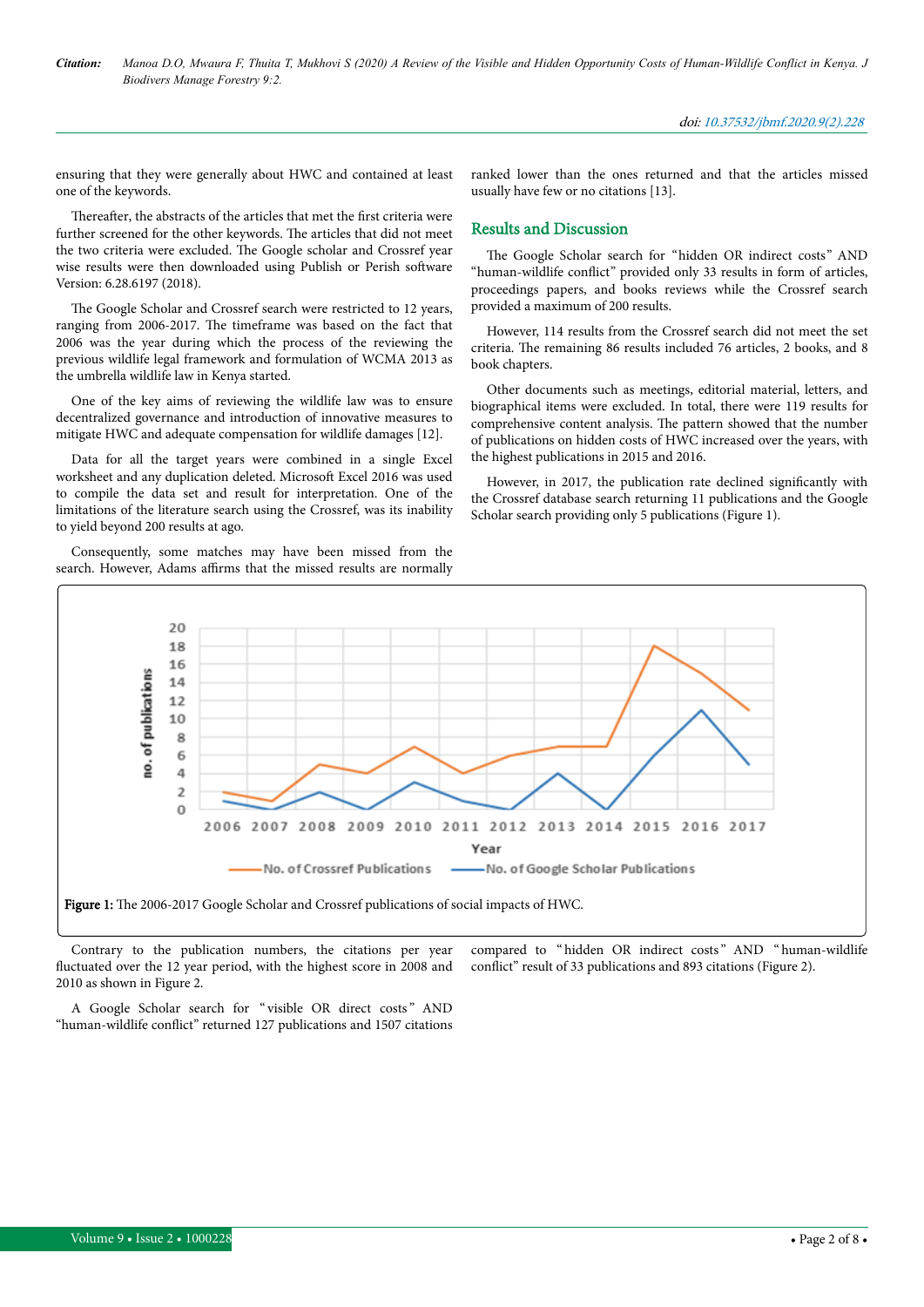ensuring that they were generally about HWC and contained at least one of the keywords.

Thereafter, the abstracts of the articles that met the first criteria were further screened for the other keywords. The articles that did not meet the two criteria were excluded. The Google scholar and Crossref year wise results were then downloaded using Publish or Perish software Version: 6.28.6197 (2018).

The Google Scholar and Crossref search were restricted to 12 years, ranging from 2006-2017. The timeframe was based on the fact that 2006 was the year during which the process of the reviewing the previous wildlife legal framework and formulation of WCMA 2013 as the umbrella wildlife law in Kenya started.

One of the key aims of reviewing the wildlife law was to ensure decentralized governance and introduction of innovative measures to mitigate HWC and adequate compensation for wildlife damages [12].

Data for all the target years were combined in a single Excel worksheet and any duplication deleted. Microsoft Excel 2016 was used to compile the data set and result for interpretation. One of the limitations of the literature search using the Crossref, was its inability to yield beyond 200 results at ago.

Consequently, some matches may have been missed from the search. However, Adams affirms that the missed results are normally ranked lower than the ones returned and that the articles missed usually have few or no citations [13].

## Results and Discussion

The Google Scholar search for "hidden OR indirect costs" AND "human-wildlife conflict" provided only 33 results in form of articles, proceedings papers, and books reviews while the Crossref search provided a maximum of 200 results.

However, 114 results from the Crossref search did not meet the set criteria. The remaining 86 results included 76 articles, 2 books, and 8 book chapters.

Other documents such as meetings, editorial material, letters, and biographical items were excluded. In total, there were 119 results for comprehensive content analysis. The pattern showed that the number of publications on hidden costs of HWC increased over the years, with the highest publications in 2015 and 2016.

However, in 2017, the publication rate declined significantly with the Crossref database search returning 11 publications and the Google Scholar search providing only 5 publications (Figure 1).

**Figure 1:** The 2006-2017 Google Scholar and Crossref publications of social impacts of HWC.

Contrary to the publication numbers, the citations per year fluctuated over the 12 year period, with the highest score in 2008 and 2010 as shown in Figure 2.

A Google Scholar search for "visible OR direct costs" AND "human-wildlife conflict" returned 127 publications and 1507 citations compared to "hidden OR indirect costs" AND "human-wildlife conflict" result of 33 publications and 893 citations (Figure 2).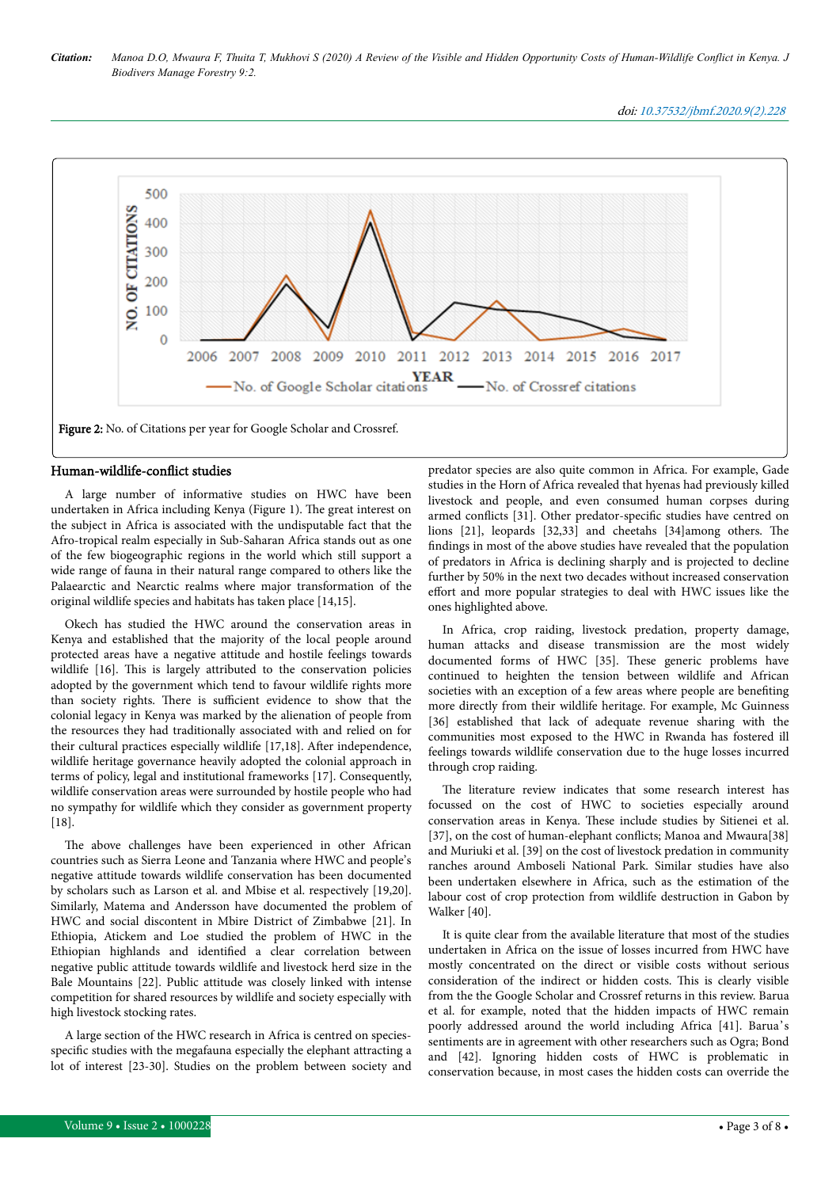Figure 2: No. of Citations per year for Google Scholar and Crossref.

## Human-wildlife-conflict studies

A large number of informative studies on HWC have been undertaken in Africa including Kenya (Figure 1). The great interest on the subject in Africa is associated with the undisputable fact that the Afro-tropical realm especially in Sub-Saharan Africa stands out as one of the few biogeographic regions in the world which still support a wide range of fauna in their natural range compared to others like the Palaearctic and Nearctic realms where major transformation of the original wildlife species and habitats has taken place [14,15].

Okech has studied the HWC around the conservation areas in Kenya and established that the majority of the local people around protected areas have a negative attitude and hostile feelings towards wildlife [16]. This is largely attributed to the conservation policies adopted by the government which tend to favour wildlife rights more than society rights. There is sufficient evidence to show that the colonial legacy in Kenya was marked by the alienation of people from the resources they had traditionally associated with and relied on for their cultural practices especially wildlife [17,18]. After independence, wildlife heritage governance heavily adopted the colonial approach in terms of policy, legal and institutional frameworks [17]. Consequently, wildlife conservation areas were surrounded by hostile people who had no sympathy for wildlife which they consider as government property [18].

The above challenges have been experienced in other African countries such as Sierra Leone and Tanzania where HWC and people's negative attitude towards wildlife conservation has been documented by scholars such as Larson et al. and Mbise et al. respectively [19,20]. Similarly, Matema and Andersson have documented the problem of HWC and social discontent in Mbire District of Zimbabwe [21]. In Ethiopia, Atickem and Loe studied the problem of HWC in the Ethiopian highlands and identified a clear correlation between negative public attitude towards wildlife and livestock herd size in the Bale Mountains [22]. Public attitude was closely linked with intense competition for shared resources by wildlife and society especially with high livestock stocking rates.

A large section of the HWC research in Africa is centred on species-specific studies with the megafauna especially the elephant attracting a lot of interest [23-30]. Studies on the problem between society and predator species are also quite common in Africa. For example, Gade studies in the Horn of Africa revealed that hyenas had previously killed livestock and people, and even consumed human corpses during armed conflicts [31]. Other predator-specific studies have centred on lions [21], leopards [32,33] and cheetahs [34]among others. The findings in most of the above studies have revealed that the population of predators in Africa is declining sharply and is projected to decline further by 50% in the next two decades without increased conservation effort and more popular strategies to deal with HWC issues like the ones highlighted above.

In Africa, crop raiding, livestock predation, property damage, human attacks and disease transmission are the most widely documented forms of HWC [35]. These generic problems have continued to heighten the tension between wildlife and African societies with an exception of a few areas where people are benefiting more directly from their wildlife heritage. For example, Mc Guinness [36] established that lack of adequate revenue sharing with the communities most exposed to the HWC in Rwanda has fostered ill feelings towards wildlife conservation due to the huge losses incurred through crop raiding.

The literature review indicates that some research interest has focussed on the cost of HWC to societies especially around conservation areas in Kenya. These include studies by Sitienei et al. [37], on the cost of human-elephant conflicts; Manoa and Mwaura[38] and Muriuki et al. [39] on the cost of livestock predation in community ranches around Amboseli National Park. Similar studies have also been undertaken elsewhere in Africa, such as the estimation of the labour cost of crop protection from wildlife destruction in Gabon by Walker [40].

It is quite clear from the available literature that most of the studies undertaken in Africa on the issue of losses incurred from HWC have mostly concentrated on the direct or visible costs without serious consideration of the indirect or hidden costs. This is clearly visible from the the Google Scholar and Crossref returns in this review. Barua et al. for example, noted that the hidden impacts of HWC remain poorly addressed around the world including Africa [41]. Barua's sentiments are in agreement with other researchers such as Ogra; Bond and [42]. Ignoring hidden costs of HWC is problematic in conservation because, in most cases the hidden costs can override the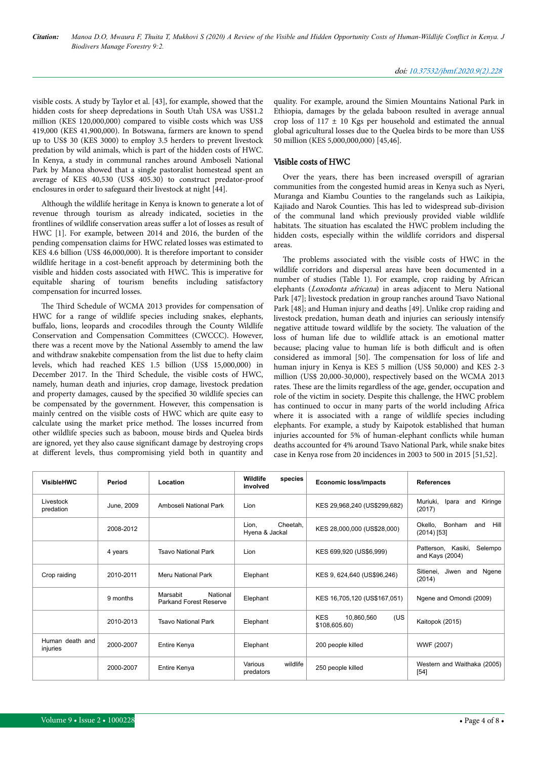visible costs. A study by Taylor et al. [43], for example, showed that the hidden costs for sheep depredations in South Utah USA was US$1.2 million (KES 120,000,000) compared to visible costs which was US$ 419,000 (KES 41,900,000). In Botswana, farmers are known to spend up to US$ 30 (KES 3000) to employ 3.5 herders to prevent livestock predation by wild animals, which is part of the hidden costs of HWC. In Kenya, a study in communal ranches around Amboseli National Park by Manoa showed that a single pastoralist homestead spent an average of KES 40,530 (US$ 405.30) to construct predator-proof enclosures in order to safeguard their livestock at night [44].

Although the wildlife heritage in Kenya is known to generate a lot of revenue through tourism as already indicated, societies in the frontlines of wildlife conservation areas suffer a lot of losses as result of HWC [1]. For example, between 2014 and 2016, the burden of the pending compensation claims for HWC related losses was estimated to KES 4.6 billion (US$ 46,000,000). It is therefore important to consider wildlife heritage in a cost-benefit approach by determining both the visible and hidden costs associated with HWC. This is imperative for equitable sharing of tourism benefits including satisfactory compensation for incurred losses.

The Third Schedule of WCMA 2013 provides for compensation of HWC for a range of wildlife species including snakes, elephants, buffalo, lions, leopards and crocodiles through the County Wildlife Conservation and Compensation Committees (CWCCC). However, there was a recent move by the National Assembly to amend the law and withdraw snakebite compensation from the list due to hefty claim levels, which had reached KES 1.5 billion (US$ 15,000,000) in December 2017. In the Third Schedule, the visible costs of HWC, namely, human death and injuries, crop damage, livestock predation and property damages, caused by the specified 30 wildlife species can be compensated by the government. However, this compensation is mainly centred on the visible costs of HWC which are quite easy to calculate using the market price method. The losses incurred from other wildlife species such as baboon, mouse birds and Quelea birds are ignored, yet they also cause significant damage by destroying crops at different levels, thus compromising yield both in quantity and quality. For example, around the Simien Mountains National Park in Ethiopia, damages by the gelada baboon resulted in average annual crop loss of 117 ± 10 Kgs per household and estimated the annual global agricultural losses due to the Quelea birds to be more than US$ 50 million (KES 5,000,000,000) [45,46].

## Visible costs of HWC

Over the years, there has been increased overspill of agrarian communities from the congested humid areas in Kenya such as Nyeri, Muranga and Kiambu Counties to the rangelands such as Laikipia, Kajiado and Narok Counties. This has led to widespread sub-division of the communal land which previously provided viable wildlife habitats. The situation has escalated the HWC problem including the hidden costs, especially within the wildlife corridors and dispersal areas.

The problems associated with the visible costs of HWC in the wildlife corridors and dispersal areas have been documented in a number of studies (Table 1). For example, crop raiding by African elephants (*Loxodonta africana*) in areas adjacent to Meru National Park [47]; livestock predation in group ranches around Tsavo National Park [48]; and Human injury and deaths [49]. Unlike crop raiding and livestock predation, human death and injuries can seriously intensify negative attitude toward wildlife by the society. The valuation of the loss of human life due to wildlife attack is an emotional matter because; placing value to human life is both difficult and is often considered as immoral [50]. The compensation for loss of life and human injury in Kenya is KES 5 million (US$ 50,000) and KES 2-3 million (US$ 20,000-30,000), respectively based on the WCMA 2013 rates. These are the limits regardless of the age, gender, occupation and role of the victim in society. Despite this challenge, the HWC problem has continued to occur in many parts of the world including Africa where it is associated with a range of wildlife species including elephants. For example, a study by Kaipotok established that human injuries accounted for 5% of human-elephant conflicts while human deaths accounted for 4% around Tsavo National Park, while snake bites case in Kenya rose from 20 incidences in 2003 to 500 in 2015 [51,52].

| VisibleHWC | Period | Location | Wildlife species involved | Economic loss/impacts | References |
|---|---|---|---|---|---|
| Livestock predation | June, 2009 | Amboseli National Park | Lion | KES 29,968,240 (US$299,682) | Muriuki, Ipara and Kiringe (2017) |
| | 2008-2012 | | Lion, Cheetah, Hyena & Jackal | KES 28,000,000 (US$28,000) | Okello, Bonham and Hill (2014) [53] |
| | 4 years | Tsavo National Park | Lion | KES 699,920 (US$6,999) | Patterson, Kasiki, Selempo and Kays (2004) |
| Crop raiding | 2010-2011 | Meru National Park | Elephant | KES 9, 624,640 (US$96,246) | Sitienei, Jiwen and Ngene (2014) |
| | 9 months | Marsabit National Parkand Forest Reserve | Elephant | KES 16,705,120 (US$167,051) | Ngene and Omondi (2009) |
| | 2010-2013 | Tsavo National Park | Elephant | KES 10,860,560 (US $108,605.60) | Kaitopok (2015) |
| Human death and injuries | 2000-2007 | Entire Kenya | Elephant | 200 people killed | WWF (2007) |
| | 2000-2007 | Entire Kenya | Various wildlife predators | 250 people killed | Western and Waithaka (2005) [54] |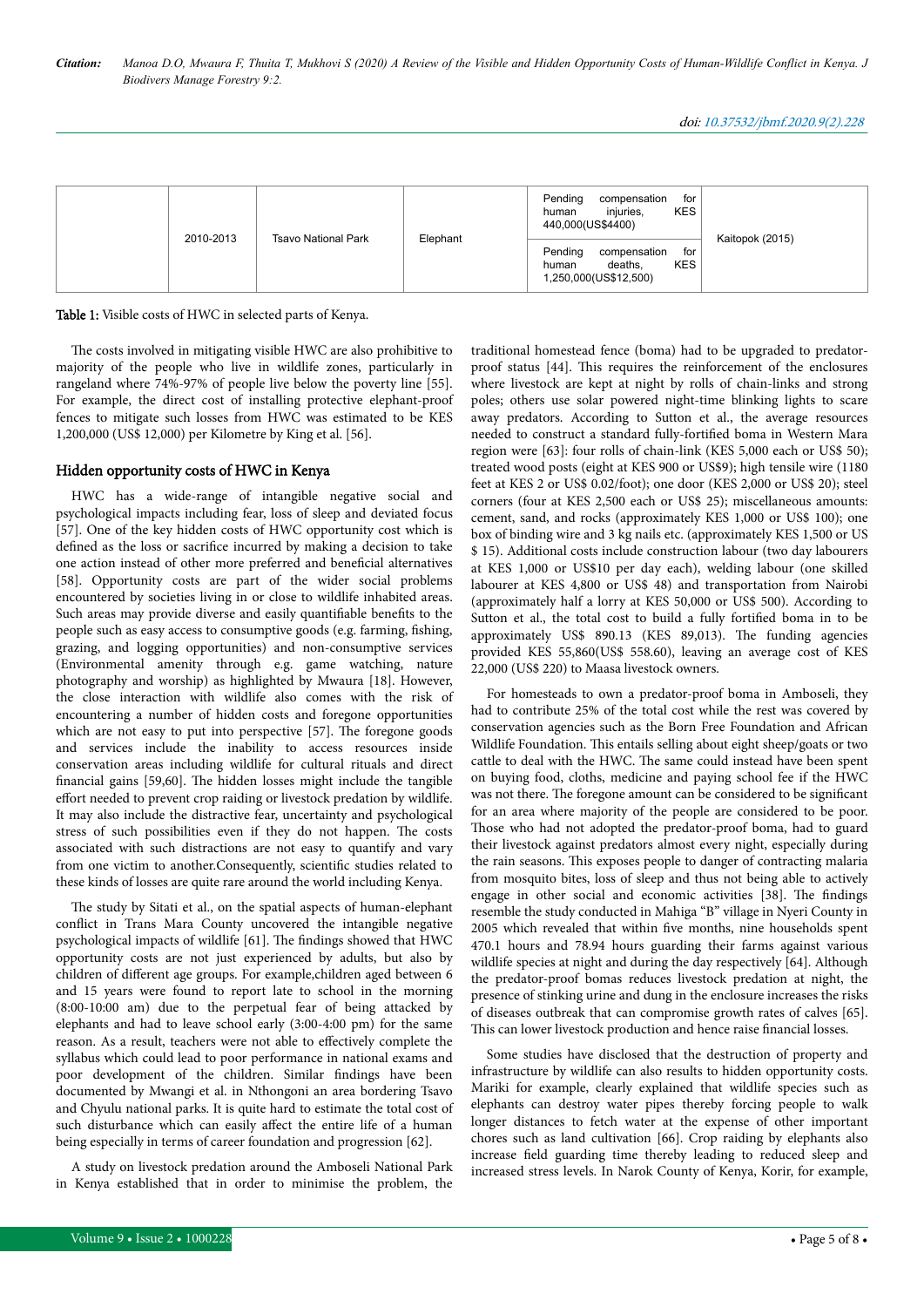| | 2010-2013 | Tsavo National Park | Elephant | Pending compensation for human injuries, KES 440,000(US$4400) | Kaitopok (2015) |
|---|---|---|---|---|---|
| | | | | Pending compensation for human deaths, KES 1,250,000(US$12,500) | |

Table 1: Visible costs of HWC in selected parts of Kenya.

The costs involved in mitigating visible HWC are also prohibitive to majority of the people who live in wildlife zones, particularly in rangeland where 74%-97% of people live below the poverty line [55]. For example, the direct cost of installing protective elephant-proof fences to mitigate such losses from HWC was estimated to be KES 1,200,000 (US$ 12,000) per Kilometre by King et al. [56].

## Hidden opportunity costs of HWC in Kenya

HWC has a wide-range of intangible negative social and psychological impacts including fear, loss of sleep and deviated focus [57]. One of the key hidden costs of HWC opportunity cost which is defined as the loss or sacrifice incurred by making a decision to take one action instead of other more preferred and beneficial alternatives [58]. Opportunity costs are part of the wider social problems encountered by societies living in or close to wildlife inhabited areas. Such areas may provide diverse and easily quantifiable benefits to the people such as easy access to consumptive goods (e.g. farming, fishing, grazing, and logging opportunities) and non-consumptive services (Environmental amenity through e.g. game watching, nature photography and worship) as highlighted by Mwaura [18]. However, the close interaction with wildlife also comes with the risk of encountering a number of hidden costs and foregone opportunities which are not easy to put into perspective [57]. The foregone goods and services include the inability to access resources inside conservation areas including wildlife for cultural rituals and direct financial gains [59,60]. The hidden losses might include the tangible effort needed to prevent crop raiding or livestock predation by wildlife. It may also include the distractive fear, uncertainty and psychological stress of such possibilities even if they do not happen. The costs associated with such distractions are not easy to quantify and vary from one victim to another.Consequently, scientific studies related to these kinds of losses are quite rare around the world including Kenya.

The study by Sitati et al., on the spatial aspects of human-elephant conflict in Trans Mara County uncovered the intangible negative psychological impacts of wildlife [61]. The findings showed that HWC opportunity costs are not just experienced by adults, but also by children of different age groups. For example,children aged between 6 and 15 years were found to report late to school in the morning (8:00-10:00 am) due to the perpetual fear of being attacked by elephants and had to leave school early (3:00-4:00 pm) for the same reason. As a result, teachers were not able to effectively complete the syllabus which could lead to poor performance in national exams and poor development of the children. Similar findings have been documented by Mwangi et al. in Nthongoni an area bordering Tsavo and Chyulu national parks. It is quite hard to estimate the total cost of such disturbance which can easily affect the entire life of a human being especially in terms of career foundation and progression [62].

A study on livestock predation around the Amboseli National Park in Kenya established that in order to minimise the problem, the traditional homestead fence (boma) had to be upgraded to predator-proof status [44]. This requires the reinforcement of the enclosures where livestock are kept at night by rolls of chain-links and strong poles; others use solar powered night-time blinking lights to scare away predators. According to Sutton et al., the average resources needed to construct a standard fully-fortified boma in Western Mara region were [63]: four rolls of chain-link (KES 5,000 each or US$ 50); treated wood posts (eight at KES 900 or US$9); high tensile wire (1180 feet at KES 2 or US$ 0.02/foot); one door (KES 2,000 or US$ 20); steel corners (four at KES 2,500 each or US$ 25); miscellaneous amounts: cement, sand, and rocks (approximately KES 1,000 or US$ 100); one box of binding wire and 3 kg nails etc. (approximately KES 1,500 or US $ 15). Additional costs include construction labour (two day labourers at KES 1,000 or US$10 per day each), welding labour (one skilled labourer at KES 4,800 or US$ 48) and transportation from Nairobi (approximately half a lorry at KES 50,000 or US$ 500). According to Sutton et al., the total cost to build a fully fortified boma in to be approximately US$ 890.13 (KES 89,013). The funding agencies provided KES 55,860(US$ 558.60), leaving an average cost of KES 22,000 (US$ 220) to Maasa livestock owners.

For homesteads to own a predator-proof boma in Amboseli, they had to contribute 25% of the total cost while the rest was covered by conservation agencies such as the Born Free Foundation and African Wildlife Foundation. This entails selling about eight sheep/goats or two cattle to deal with the HWC. The same could instead have been spent on buying food, cloths, medicine and paying school fee if the HWC was not there. The foregone amount can be considered to be significant for an area where majority of the people are considered to be poor. Those who had not adopted the predator-proof boma, had to guard their livestock against predators almost every night, especially during the rain seasons. This exposes people to danger of contracting malaria from mosquito bites, loss of sleep and thus not being able to actively engage in other social and economic activities [38]. The findings resemble the study conducted in Mahiga "B" village in Nyeri County in 2005 which revealed that within five months, nine households spent 470.1 hours and 78.94 hours guarding their farms against various wildlife species at night and during the day respectively [64]. Although the predator-proof bomas reduces livestock predation at night, the presence of stinking urine and dung in the enclosure increases the risks of diseases outbreak that can compromise growth rates of calves [65]. This can lower livestock production and hence raise financial losses.

Some studies have disclosed that the destruction of property and infrastructure by wildlife can also results to hidden opportunity costs. Mariki for example, clearly explained that wildlife species such as elephants can destroy water pipes thereby forcing people to walk longer distances to fetch water at the expense of other important chores such as land cultivation [66]. Crop raiding by elephants also increase field guarding time thereby leading to reduced sleep and increased stress levels. In Narok County of Kenya, Korir, for example,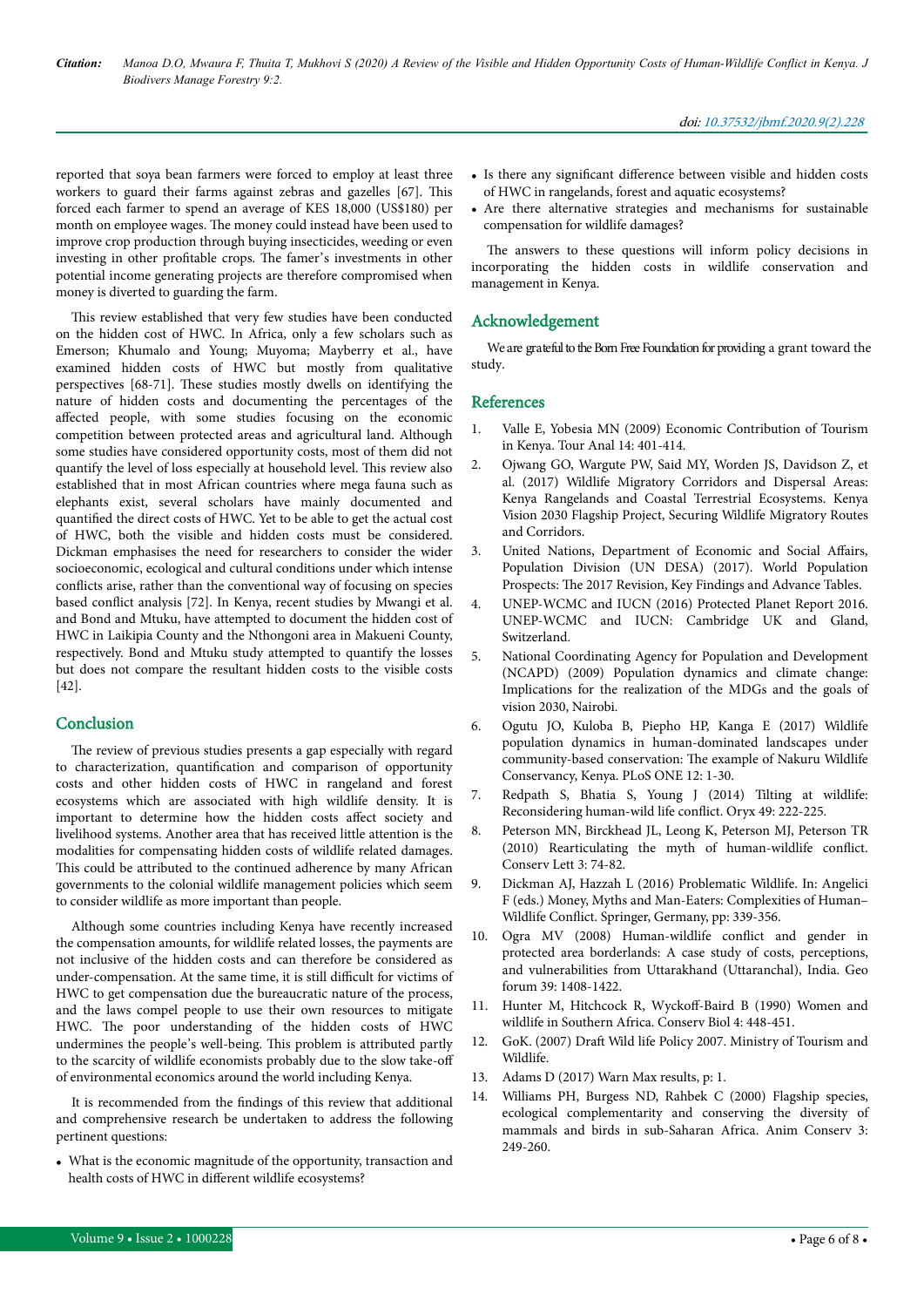reported that soya bean farmers were forced to employ at least three workers to guard their farms against zebras and gazelles [67]. This forced each farmer to spend an average of KES 18,000 (US$180) per month on employee wages. The money could instead have been used to improve crop production through buying insecticides, weeding or even investing in other profitable crops. The famer's investments in other potential income generating projects are therefore compromised when money is diverted to guarding the farm.

This review established that very few studies have been conducted on the hidden cost of HWC. In Africa, only a few scholars such as Emerson; Khumalo and Young; Muyoma; Mayberry et al., have examined hidden costs of HWC but mostly from qualitative perspectives [68-71]. These studies mostly dwells on identifying the nature of hidden costs and documenting the percentages of the affected people, with some studies focusing on the economic competition between protected areas and agricultural land. Although some studies have considered opportunity costs, most of them did not quantify the level of loss especially at household level. This review also established that in most African countries where mega fauna such as elephants exist, several scholars have mainly documented and quantified the direct costs of HWC. Yet to be able to get the actual cost of HWC, both the visible and hidden costs must be considered. Dickman emphasises the need for researchers to consider the wider socioeconomic, ecological and cultural conditions under which intense conflicts arise, rather than the conventional way of focusing on species based conflict analysis [72]. In Kenya, recent studies by Mwangi et al. and Bond and Mtuku, have attempted to document the hidden cost of HWC in Laikipia County and the Nthongoni area in Makueni County, respectively. Bond and Mtuku study attempted to quantify the losses but does not compare the resultant hidden costs to the visible costs [42].

## Conclusion

The review of previous studies presents a gap especially with regard to characterization, quantification and comparison of opportunity costs and other hidden costs of HWC in rangeland and forest ecosystems which are associated with high wildlife density. It is important to determine how the hidden costs affect society and livelihood systems. Another area that has received little attention is the modalities for compensating hidden costs of wildlife related damages. This could be attributed to the continued adherence by many African governments to the colonial wildlife management policies which seem to consider wildlife as more important than people.

Although some countries including Kenya have recently increased the compensation amounts, for wildlife related losses, the payments are not inclusive of the hidden costs and can therefore be considered as under-compensation. At the same time, it is still difficult for victims of HWC to get compensation due the bureaucratic nature of the process, and the laws compel people to use their own resources to mitigate HWC. The poor understanding of the hidden costs of HWC undermines the people's well-being. This problem is attributed partly to the scarcity of wildlife economists probably due to the slow take-off of environmental economics around the world including Kenya.

It is recommended from the findings of this review that additional and comprehensive research be undertaken to address the following pertinent questions:

- What is the economic magnitude of the opportunity, transaction and health costs of HWC in different wildlife ecosystems?
- Is there any significant difference between visible and hidden costs of HWC in rangelands, forest and aquatic ecosystems?
- Are there alternative strategies and mechanisms for sustainable compensation for wildlife damages?

The answers to these questions will inform policy decisions in incorporating the hidden costs in wildlife conservation and management in Kenya.

## Acknowledgement

We are grateful to the Born Free Foundation for providing a grant toward the study.

## References

1. Valle E, Yobesia MN (2009) Economic Contribution of Tourism in Kenya. Tour Anal 14: 401-414.
2. Ojwang GO, Wargute PW, Said MY, Worden JS, Davidson Z, et al. (2017) Wildlife Migratory Corridors and Dispersal Areas: Kenya Rangelands and Coastal Terrestrial Ecosystems. Kenya Vision 2030 Flagship Project, Securing Wildlife Migratory Routes and Corridors.
3. United Nations, Department of Economic and Social Affairs, Population Division (UN DESA) (2017). World Population Prospects: The 2017 Revision, Key Findings and Advance Tables.
4. UNEP-WCMC and IUCN (2016) Protected Planet Report 2016. UNEP-WCMC and IUCN: Cambridge UK and Gland, Switzerland.
5. National Coordinating Agency for Population and Development (NCAPD) (2009) Population dynamics and climate change: Implications for the realization of the MDGs and the goals of vision 2030, Nairobi.
6. Ogutu JO, Kuloba B, Piepho HP, Kanga E (2017) Wildlife population dynamics in human-dominated landscapes under community-based conservation: The example of Nakuru Wildlife Conservancy, Kenya. PLoS ONE 12: 1-30.
7. Redpath S, Bhatia S, Young J (2014) Tilting at wildlife: Reconsidering human-wild life conflict. Oryx 49: 222-225.
8. Peterson MN, Birckhead JL, Leong K, Peterson MJ, Peterson TR (2010) Rearticulating the myth of human-wildlife conflict. Conserv Lett 3: 74-82.
9. Dickman AJ, Hazzah L (2016) Problematic Wildlife. In: Angelici F (eds.) Money, Myths and Man-Eaters: Complexities of Human–Wildlife Conflict. Springer, Germany, pp: 339-356.
10. Ogra MV (2008) Human-wildlife conflict and gender in protected area borderlands: A case study of costs, perceptions, and vulnerabilities from Uttarakhand (Uttaranchal), India. Geo forum 39: 1408-1422.
11. Hunter M, Hitchcock R, Wyckoff-Baird B (1990) Women and wildlife in Southern Africa. Conserv Biol 4: 448-451.
12. GoK. (2007) Draft Wild life Policy 2007. Ministry of Tourism and Wildlife.
13. Adams D (2017) Warn Max results, p: 1.
14. Williams PH, Burgess ND, Rahbek C (2000) Flagship species, ecological complementarity and conserving the diversity of mammals and birds in sub-Saharan Africa. Anim Conserv 3: 249-260.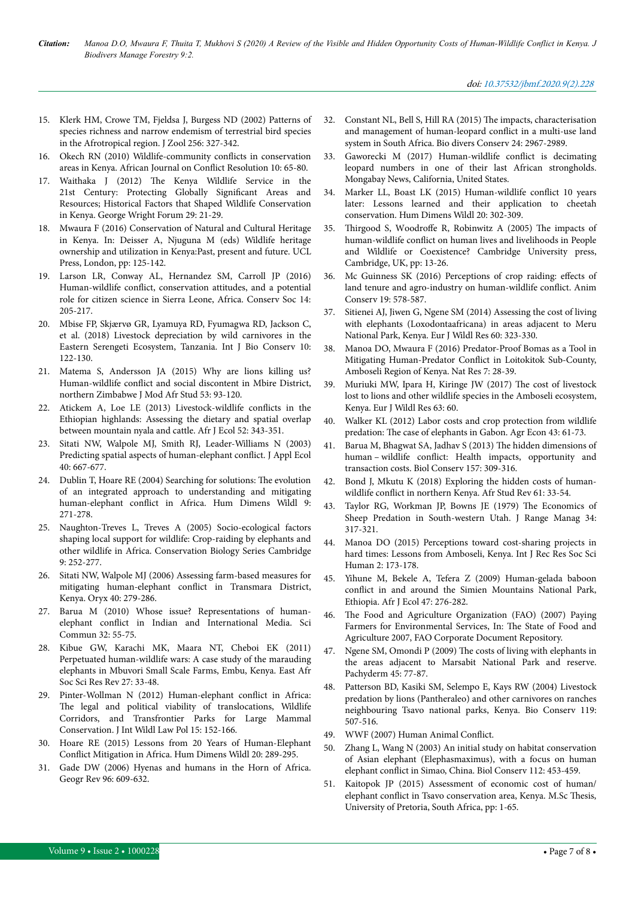15. Klerk HM, Crowe TM, Fjeldsa J, Burgess ND (2002) Patterns of species richness and narrow endemism of terrestrial bird species in the Afrotropical region. J Zool 256: 327-342.
16. Okech RN (2010) Wildlife-community conflicts in conservation areas in Kenya. African Journal on Conflict Resolution 10: 65-80.
17. Waithaka J (2012) The Kenya Wildlife Service in the 21st Century: Protecting Globally Significant Areas and Resources; Historical Factors that Shaped Wildlife Conservation in Kenya. George Wright Forum 29: 21-29.
18. Mwaura F (2016) Conservation of Natural and Cultural Heritage in Kenya. In: Deisser A, Njuguna M (eds) Wildlife heritage ownership and utilization in Kenya:Past, present and future. UCL Press, London, pp: 125-142.
19. Larson LR, Conway AL, Hernandez SM, Carroll JP (2016) Human-wildlife conflict, conservation attitudes, and a potential role for citizen science in Sierra Leone, Africa. Conserv Soc 14: 205-217.
20. Mbise FP, Skjærvø GR, Lyamuya RD, Fyumagwa RD, Jackson C, et al. (2018) Livestock depreciation by wild carnivores in the Eastern Serengeti Ecosystem, Tanzania. Int J Bio Conserv 10: 122-130.
21. Matema S, Andersson JA (2015) Why are lions killing us? Human-wildlife conflict and social discontent in Mbire District, northern Zimbabwe J Mod Afr Stud 53: 93-120.
22. Atickem A, Loe LE (2013) Livestock-wildlife conflicts in the Ethiopian highlands: Assessing the dietary and spatial overlap between mountain nyala and cattle. Afr J Ecol 52: 343-351.
23. Sitati NW, Walpole MJ, Smith RJ, Leader-Williams N (2003) Predicting spatial aspects of human-elephant conflict. J Appl Ecol 40: 667-677.
24. Dublin T, Hoare RE (2004) Searching for solutions: The evolution of an integrated approach to understanding and mitigating human-elephant conflict in Africa. Hum Dimens Wildl 9: 271-278.
25. Naughton-Treves L, Treves A (2005) Socio-ecological factors shaping local support for wildlife: Crop-raiding by elephants and other wildlife in Africa. Conservation Biology Series Cambridge 9: 252-277.
26. Sitati NW, Walpole MJ (2006) Assessing farm-based measures for mitigating human-elephant conflict in Transmara District, Kenya. Oryx 40: 279-286.
27. Barua M (2010) Whose issue? Representations of human-elephant conflict in Indian and International Media. Sci Commun 32: 55-75.
28. Kibue GW, Karachi MK, Maara NT, Cheboi EK (2011) Perpetuated human-wildlife wars: A case study of the marauding elephants in Mbuvori Small Scale Farms, Embu, Kenya. East Afr Soc Sci Res Rev 27: 33-48.
29. Pinter-Wollman N (2012) Human-elephant conflict in Africa: The legal and political viability of translocations, Wildlife Corridors, and Transfrontier Parks for Large Mammal Conservation. J Int Wildl Law Pol 15: 152-166.
30. Hoare RE (2015) Lessons from 20 Years of Human-Elephant Conflict Mitigation in Africa. Hum Dimens Wildl 20: 289-295.
31. Gade DW (2006) Hyenas and humans in the Horn of Africa. Geogr Rev 96: 609-632.
32. Constant NL, Bell S, Hill RA (2015) The impacts, characterisation and management of human-leopard conflict in a multi-use land system in South Africa. Bio divers Conserv 24: 2967-2989.
33. Gaworecki M (2017) Human-wildlife conflict is decimating leopard numbers in one of their last African strongholds. Mongabay News, California, United States.
34. Marker LL, Boast LK (2015) Human-wildlife conflict 10 years later: Lessons learned and their application to cheetah conservation. Hum Dimens Wildl 20: 302-309.
35. Thirgood S, Woodroffe R, Robinwitz A (2005) The impacts of human-wildlife conflict on human lives and livelihoods in People and Wildlife or Coexistence? Cambridge University press, Cambridge, UK, pp: 13-26.
36. Mc Guinness SK (2016) Perceptions of crop raiding: effects of land tenure and agro-industry on human-wildlife conflict. Anim Conserv 19: 578-587.
37. Sitienei AJ, Jiwen G, Ngene SM (2014) Assessing the cost of living with elephants (Loxodontaafricana) in areas adjacent to Meru National Park, Kenya. Eur J Wildl Res 60: 323-330.
38. Manoa DO, Mwaura F (2016) Predator-Proof Bomas as a Tool in Mitigating Human-Predator Conflict in Loitokitok Sub-County, Amboseli Region of Kenya. Nat Res 7: 28-39.
39. Muriuki MW, Ipara H, Kiringe JW (2017) The cost of livestock lost to lions and other wildlife species in the Amboseli ecosystem, Kenya. Eur J Wildl Res 63: 60.
40. Walker KL (2012) Labor costs and crop protection from wildlife predation: The case of elephants in Gabon. Agr Econ 43: 61-73.
41. Barua M, Bhagwat SA, Jadhav S (2013) The hidden dimensions of human – wildlife conflict: Health impacts, opportunity and transaction costs. Biol Conserv 157: 309-316.
42. Bond J, Mkutu K (2018) Exploring the hidden costs of human-wildlife conflict in northern Kenya. Afr Stud Rev 61: 33-54.
43. Taylor RG, Workman JP, Bowns JE (1979) The Economics of Sheep Predation in South-western Utah. J Range Manag 34: 317-321.
44. Manoa DO (2015) Perceptions toward cost-sharing projects in hard times: Lessons from Amboseli, Kenya. Int J Rec Res Soc Sci Human 2: 173-178.
45. Yihune M, Bekele A, Tefera Z (2009) Human-gelada baboon conflict in and around the Simien Mountains National Park, Ethiopia. Afr J Ecol 47: 276-282.
46. The Food and Agriculture Organization (FAO) (2007) Paying Farmers for Environmental Services, In: The State of Food and Agriculture 2007, FAO Corporate Document Repository.
47. Ngene SM, Omondi P (2009) The costs of living with elephants in the areas adjacent to Marsabit National Park and reserve. Pachyderm 45: 77-87.
48. Patterson BD, Kasiki SM, Selempo E, Kays RW (2004) Livestock predation by lions (Pantheraleo) and other carnivores on ranches neighbouring Tsavo national parks, Kenya. Bio Conserv 119: 507-516.
49. WWF (2007) Human Animal Conflict.
50. Zhang L, Wang N (2003) An initial study on habitat conservation of Asian elephant (Elephasmaximus), with a focus on human elephant conflict in Simao, China. Biol Conserv 112: 453-459.
51. Kaitopok JP (2015) Assessment of economic cost of human/elephant conflict in Tsavo conservation area, Kenya. M.Sc Thesis, University of Pretoria, South Africa, pp: 1-65.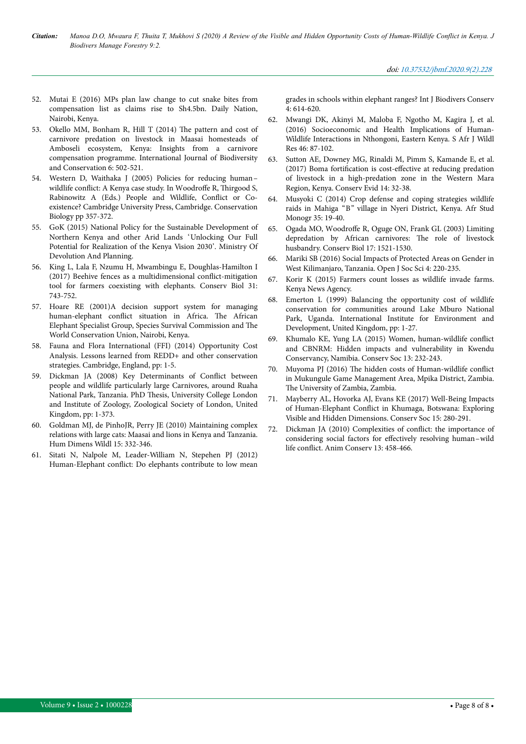52. Mutai E (2016) MPs plan law change to cut snake bites from compensation list as claims rise to Sh4.5bn. Daily Nation, Nairobi, Kenya.

53. Okello MM, Bonham R, Hill T (2014) The pattern and cost of carnivore predation on livestock in Maasai homesteads of Amboseli ecosystem, Kenya: Insights from a carnivore compensation programme. International Journal of Biodiversity and Conservation 6: 502-521.

54. Western D, Waithaka J (2005) Policies for reducing human–wildlife conflict: A Kenya case study. In Woodroffe R, Thirgood S, Rabinowitz A (Eds.) People and Wildlife, Conflict or Co-existence? Cambridge University Press, Cambridge. Conservation Biology pp 357-372.

55. GoK (2015) National Policy for the Sustainable Development of Northern Kenya and other Arid Lands 'Unlocking Our Full Potential for Realization of the Kenya Vision 2030'. Ministry Of Devolution And Planning.

56. King L, Lala F, Nzumu H, Mwambingu E, Doughlas-Hamilton I (2017) Beehive fences as a multidimensional conflict-mitigation tool for farmers coexisting with elephants. Conserv Biol 31: 743-752.

57. Hoare RE (2001)A decision support system for managing human-elephant conflict situation in Africa. The African Elephant Specialist Group, Species Survival Commission and The World Conservation Union, Nairobi, Kenya.

58. Fauna and Flora International (FFI) (2014) Opportunity Cost Analysis. Lessons learned from REDD+ and other conservation strategies. Cambridge, England, pp: 1-5.

59. Dickman JA (2008) Key Determinants of Conflict between people and wildlife particularly large Carnivores, around Ruaha National Park, Tanzania. PhD Thesis, University College London and Institute of Zoology, Zoological Society of London, United Kingdom, pp: 1-373.

60. Goldman MJ, de PinhoJR, Perry JE (2010) Maintaining complex relations with large cats: Maasai and lions in Kenya and Tanzania. Hum Dimens Wildl 15: 332-346.

61. Sitati N, Nalpole M, Leader-William N, Stepehen PJ (2012) Human-Elephant conflict: Do elephants contribute to low mean grades in schools within elephant ranges? Int J Biodivers Conserv 4: 614-620.

62. Mwangi DK, Akinyi M, Maloba F, Ngotho M, Kagira J, et al. (2016) Socioeconomic and Health Implications of Human-Wildlife Interactions in Nthongoni, Eastern Kenya. S Afr J Wildl Res 46: 87-102.

63. Sutton AE, Downey MG, Rinaldi M, Pimm S, Kamande E, et al. (2017) Boma fortification is cost-effective at reducing predation of livestock in a high-predation zone in the Western Mara Region, Kenya. Conserv Evid 14: 32-38.

64. Musyoki C (2014) Crop defense and coping strategies wildlife raids in Mahiga "B" village in Nyeri District, Kenya. Afr Stud Monogr 35: 19-40.

65. Ogada MO, Woodroffe R, Oguge ON, Frank GL (2003) Limiting depredation by African carnivores: The role of livestock husbandry. Conserv Biol 17: 1521-1530.

66. Mariki SB (2016) Social Impacts of Protected Areas on Gender in West Kilimanjaro, Tanzania. Open J Soc Sci 4: 220-235.

67. Korir K (2015) Farmers count losses as wildlife invade farms. Kenya News Agency.

68. Emerton L (1999) Balancing the opportunity cost of wildlife conservation for communities around Lake Mburo National Park, Uganda. International Institute for Environment and Development, United Kingdom, pp: 1-27.

69. Khumalo KE, Yung LA (2015) Women, human-wildlife conflict and CBNRM: Hidden impacts and vulnerability in Kwendu Conservancy, Namibia. Conserv Soc 13: 232-243.

70. Muyoma PJ (2016) The hidden costs of Human-wildlife conflict in Mukungule Game Management Area, Mpika District, Zambia. The University of Zambia, Zambia.

71. Mayberry AL, Hovorka AJ, Evans KE (2017) Well-Being Impacts of Human-Elephant Conflict in Khumaga, Botswana: Exploring Visible and Hidden Dimensions. Conserv Soc 15: 280-291.

72. Dickman JA (2010) Complexities of conflict: the importance of considering social factors for effectively resolving human–wild life conflict. Anim Conserv 13: 458-466.